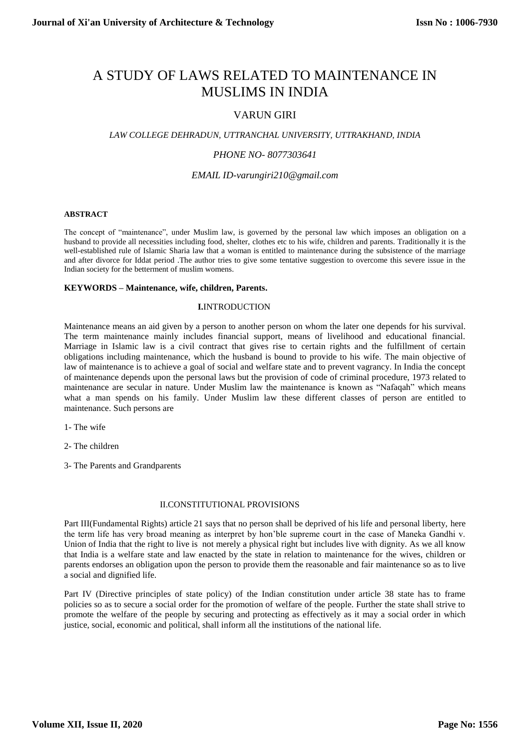# A STUDY OF LAWS RELATED TO MAINTENANCE IN MUSLIMS IN INDIA

## VARUN GIRI

*LAW COLLEGE DEHRADUN, UTTRANCHAL UNIVERSITY, UTTRAKHAND, INDIA*

*PHONE NO- 8077303641*

*EMAIL ID-varungiri210@gmail.com*

**ABSTRACT**

The concept of "maintenance", under Muslim law, is governed by the personal law which imposes an obligation on a husband to provide all necessities including food, shelter, clothes etc to his wife, children and parents. Traditionally it is the well-established rule of Islamic Sharia law that a woman is entitled to maintenance during the subsistence of the marriage and after divorce for Iddat period .The author tries to give some tentative suggestion to overcome this severe issue in the Indian society for the betterment of muslim womens.

**KEYWORDS – Maintenance, wife, children, Parents.**

## I.INTRODUCTION

Maintenance means an aid given by a person to another person on whom the later one depends for his survival. The term maintenance mainly includes financial support, means of livelihood and educational financial. Marriage in Islamic law is a civil contract that gives rise to certain rights and the fulfillment of certain obligations including maintenance, which the husband is bound to provide to his wife. The main objective of law of maintenance is to achieve a goal of social and welfare state and to prevent vagrancy. In India the concept of maintenance depends upon the personal laws but the provision of code of criminal procedure, 1973 related to maintenance are secular in nature. Under Muslim law the maintenance is known as "Nafaqah" which means what a man spends on his family. Under Muslim law these different classes of person are entitled to maintenance. Such persons are

1- The wife

2- The children

3- The Parents and Grandparents

## II.CONSTITUTIONAL PROVISIONS

Part III(Fundamental Rights) article 21 says that no person shall be deprived of his life and personal liberty, here the term life has very broad meaning as interpret by hon'ble supreme court in the case of Maneka Gandhi v. Union of India that the right to live is not merely a physical right but includes live with dignity. As we all know that India is a welfare state and law enacted by the state in relation to maintenance for the wives, children or parents endorses an obligation upon the person to provide them the reasonable and fair maintenance so as to live a social and dignified life.

Part IV (Directive principles of state policy) of the Indian constitution under article 38 state has to frame policies so as to secure a social order for the promotion of welfare of the people. Further the state shall strive to promote the welfare of the people by securing and protecting as effectively as it may a social order in which justice, social, economic and political, shall inform all the institutions of the national life.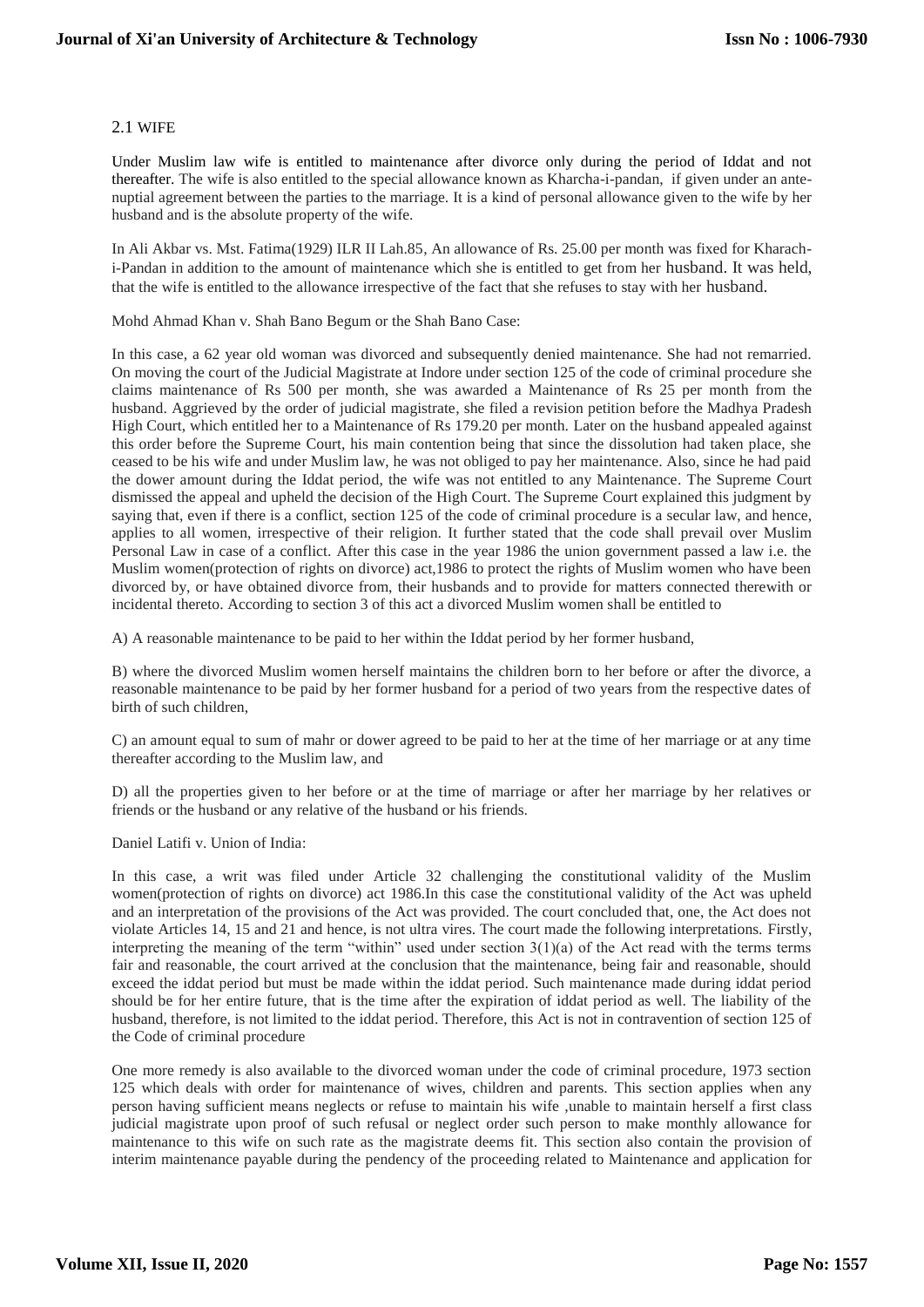## 2.1 WIFE

Under Muslim law wife is entitled to maintenance after divorce only during the period of Iddat and not thereafter. The wife is also entitled to the special allowance known as Kharcha-i-pandan, if given under an ante-nuptial agreement between the parties to the marriage. It is a kind of personal allowance given to the wife by her husband and is the absolute property of the wife.

In Ali Akbar vs. Mst. Fatima(1929) ILR II Lah.85, An allowance of Rs. 25.00 per month was fixed for Kharach-i-Pandan in addition to the amount of maintenance which she is entitled to get from her husband. It was held, that the wife is entitled to the allowance irrespective of the fact that she refuses to stay with her husband.

Mohd Ahmad Khan v. Shah Bano Begum or the Shah Bano Case:

In this case, a 62 year old woman was divorced and subsequently denied maintenance. She had not remarried. On moving the court of the Judicial Magistrate at Indore under section 125 of the code of criminal procedure she claims maintenance of Rs 500 per month, she was awarded a Maintenance of Rs 25 per month from the husband. Aggrieved by the order of judicial magistrate, she filed a revision petition before the Madhya Pradesh High Court, which entitled her to a Maintenance of Rs 179.20 per month. Later on the husband appealed against this order before the Supreme Court, his main contention being that since the dissolution had taken place, she ceased to be his wife and under Muslim law, he was not obliged to pay her maintenance. Also, since he had paid the dower amount during the Iddat period, the wife was not entitled to any Maintenance. The Supreme Court dismissed the appeal and upheld the decision of the High Court. The Supreme Court explained this judgment by saying that, even if there is a conflict, section 125 of the code of criminal procedure is a secular law, and hence, applies to all women, irrespective of their religion. It further stated that the code shall prevail over Muslim Personal Law in case of a conflict. After this case in the year 1986 the union government passed a law i.e. the Muslim women(protection of rights on divorce) act,1986 to protect the rights of Muslim women who have been divorced by, or have obtained divorce from, their husbands and to provide for matters connected therewith or incidental thereto. According to section 3 of this act a divorced Muslim women shall be entitled to

A) A reasonable maintenance to be paid to her within the Iddat period by her former husband,

B) where the divorced Muslim women herself maintains the children born to her before or after the divorce, a reasonable maintenance to be paid by her former husband for a period of two years from the respective dates of birth of such children,

C) an amount equal to sum of mahr or dower agreed to be paid to her at the time of her marriage or at any time thereafter according to the Muslim law, and

D) all the properties given to her before or at the time of marriage or after her marriage by her relatives or friends or the husband or any relative of the husband or his friends.

Daniel Latifi v. Union of India:

In this case, a writ was filed under Article 32 challenging the constitutional validity of the Muslim women(protection of rights on divorce) act 1986.In this case the constitutional validity of the Act was upheld and an interpretation of the provisions of the Act was provided. The court concluded that, one, the Act does not violate Articles 14, 15 and 21 and hence, is not ultra vires. The court made the following interpretations. Firstly, interpreting the meaning of the term "within" used under section 3(1)(a) of the Act read with the terms terms fair and reasonable, the court arrived at the conclusion that the maintenance, being fair and reasonable, should exceed the iddat period but must be made within the iddat period. Such maintenance made during iddat period should be for her entire future, that is the time after the expiration of iddat period as well. The liability of the husband, therefore, is not limited to the iddat period. Therefore, this Act is not in contravention of section 125 of the Code of criminal procedure

One more remedy is also available to the divorced woman under the code of criminal procedure, 1973 section 125 which deals with order for maintenance of wives, children and parents. This section applies when any person having sufficient means neglects or refuse to maintain his wife ,unable to maintain herself a first class judicial magistrate upon proof of such refusal or neglect order such person to make monthly allowance for maintenance to this wife on such rate as the magistrate deems fit. This section also contain the provision of interim maintenance payable during the pendency of the proceeding related to Maintenance and application for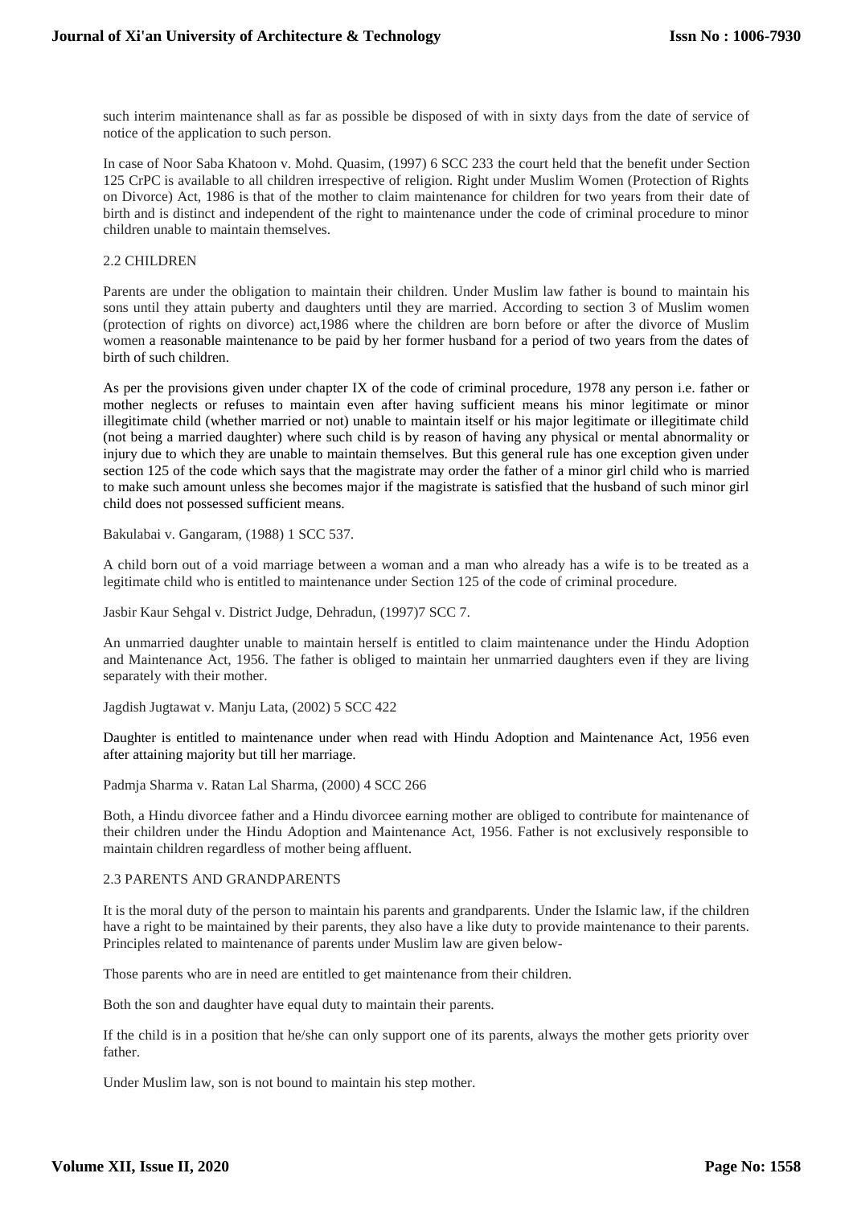such interim maintenance shall as far as possible be disposed of with in sixty days from the date of service of notice of the application to such person.

In case of Noor Saba Khatoon v. Mohd. Quasim, (1997) 6 SCC 233 the court held that the benefit under Section 125 CrPC is available to all children irrespective of religion. Right under Muslim Women (Protection of Rights on Divorce) Act, 1986 is that of the mother to claim maintenance for children for two years from their date of birth and is distinct and independent of the right to maintenance under the code of criminal procedure to minor children unable to maintain themselves.

## 2.2 CHILDREN

Parents are under the obligation to maintain their children. Under Muslim law father is bound to maintain his sons until they attain puberty and daughters until they are married. According to section 3 of Muslim women (protection of rights on divorce) act,1986 where the children are born before or after the divorce of Muslim women a reasonable maintenance to be paid by her former husband for a period of two years from the dates of birth of such children.

As per the provisions given under chapter IX of the code of criminal procedure, 1978 any person i.e. father or mother neglects or refuses to maintain even after having sufficient means his minor legitimate or minor illegitimate child (whether married or not) unable to maintain itself or his major legitimate or illegitimate child (not being a married daughter) where such child is by reason of having any physical or mental abnormality or injury due to which they are unable to maintain themselves. But this general rule has one exception given under section 125 of the code which says that the magistrate may order the father of a minor girl child who is married to make such amount unless she becomes major if the magistrate is satisfied that the husband of such minor girl child does not possessed sufficient means.

Bakulabai v. Gangaram, (1988) 1 SCC 537.

A child born out of a void marriage between a woman and a man who already has a wife is to be treated as a legitimate child who is entitled to maintenance under Section 125 of the code of criminal procedure.

Jasbir Kaur Sehgal v. District Judge, Dehradun, (1997)7 SCC 7.

An unmarried daughter unable to maintain herself is entitled to claim maintenance under the Hindu Adoption and Maintenance Act, 1956. The father is obliged to maintain her unmarried daughters even if they are living separately with their mother.

Jagdish Jugtawat v. Manju Lata, (2002) 5 SCC 422

Daughter is entitled to maintenance under when read with Hindu Adoption and Maintenance Act, 1956 even after attaining majority but till her marriage.

Padmja Sharma v. Ratan Lal Sharma, (2000) 4 SCC 266

Both, a Hindu divorcee father and a Hindu divorcee earning mother are obliged to contribute for maintenance of their children under the Hindu Adoption and Maintenance Act, 1956. Father is not exclusively responsible to maintain children regardless of mother being affluent.

## 2.3 PARENTS AND GRANDPARENTS

It is the moral duty of the person to maintain his parents and grandparents. Under the Islamic law, if the children have a right to be maintained by their parents, they also have a like duty to provide maintenance to their parents. Principles related to maintenance of parents under Muslim law are given below-

Those parents who are in need are entitled to get maintenance from their children.

Both the son and daughter have equal duty to maintain their parents.

If the child is in a position that he/she can only support one of its parents, always the mother gets priority over father.

Under Muslim law, son is not bound to maintain his step mother.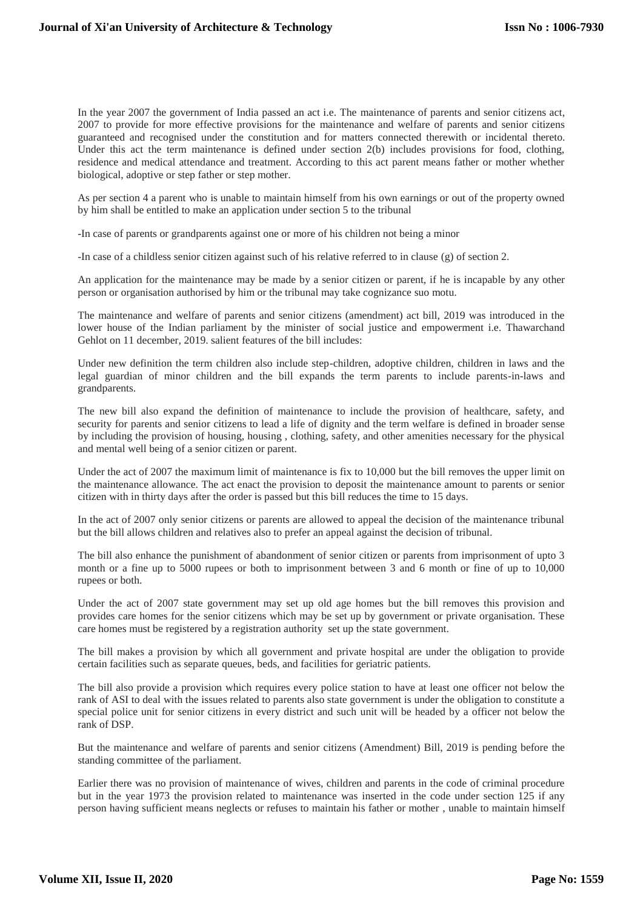In the year 2007 the government of India passed an act i.e. The maintenance of parents and senior citizens act, 2007 to provide for more effective provisions for the maintenance and welfare of parents and senior citizens guaranteed and recognised under the constitution and for matters connected therewith or incidental thereto. Under this act the term maintenance is defined under section 2(b) includes provisions for food, clothing, residence and medical attendance and treatment. According to this act parent means father or mother whether biological, adoptive or step father or step mother.

As per section 4 a parent who is unable to maintain himself from his own earnings or out of the property owned by him shall be entitled to make an application under section 5 to the tribunal

-In case of parents or grandparents against one or more of his children not being a minor

-In case of a childless senior citizen against such of his relative referred to in clause (g) of section 2.

An application for the maintenance may be made by a senior citizen or parent, if he is incapable by any other person or organisation authorised by him or the tribunal may take cognizance suo motu.

The maintenance and welfare of parents and senior citizens (amendment) act bill, 2019 was introduced in the lower house of the Indian parliament by the minister of social justice and empowerment i.e. Thawarchand Gehlot on 11 december, 2019. salient features of the bill includes:

Under new definition the term children also include step-children, adoptive children, children in laws and the legal guardian of minor children and the bill expands the term parents to include parents-in-laws and grandparents.

The new bill also expand the definition of maintenance to include the provision of healthcare, safety, and security for parents and senior citizens to lead a life of dignity and the term welfare is defined in broader sense by including the provision of housing, housing , clothing, safety, and other amenities necessary for the physical and mental well being of a senior citizen or parent.

Under the act of 2007 the maximum limit of maintenance is fix to 10,000 but the bill removes the upper limit on the maintenance allowance. The act enact the provision to deposit the maintenance amount to parents or senior citizen with in thirty days after the order is passed but this bill reduces the time to 15 days.

In the act of 2007 only senior citizens or parents are allowed to appeal the decision of the maintenance tribunal but the bill allows children and relatives also to prefer an appeal against the decision of tribunal.

The bill also enhance the punishment of abandonment of senior citizen or parents from imprisonment of upto 3 month or a fine up to 5000 rupees or both to imprisonment between 3 and 6 month or fine of up to 10,000 rupees or both.

Under the act of 2007 state government may set up old age homes but the bill removes this provision and provides care homes for the senior citizens which may be set up by government or private organisation. These care homes must be registered by a registration authority set up the state government.

The bill makes a provision by which all government and private hospital are under the obligation to provide certain facilities such as separate queues, beds, and facilities for geriatric patients.

The bill also provide a provision which requires every police station to have at least one officer not below the rank of ASI to deal with the issues related to parents also state government is under the obligation to constitute a special police unit for senior citizens in every district and such unit will be headed by a officer not below the rank of DSP.

But the maintenance and welfare of parents and senior citizens (Amendment) Bill, 2019 is pending before the standing committee of the parliament.

Earlier there was no provision of maintenance of wives, children and parents in the code of criminal procedure but in the year 1973 the provision related to maintenance was inserted in the code under section 125 if any person having sufficient means neglects or refuses to maintain his father or mother , unable to maintain himself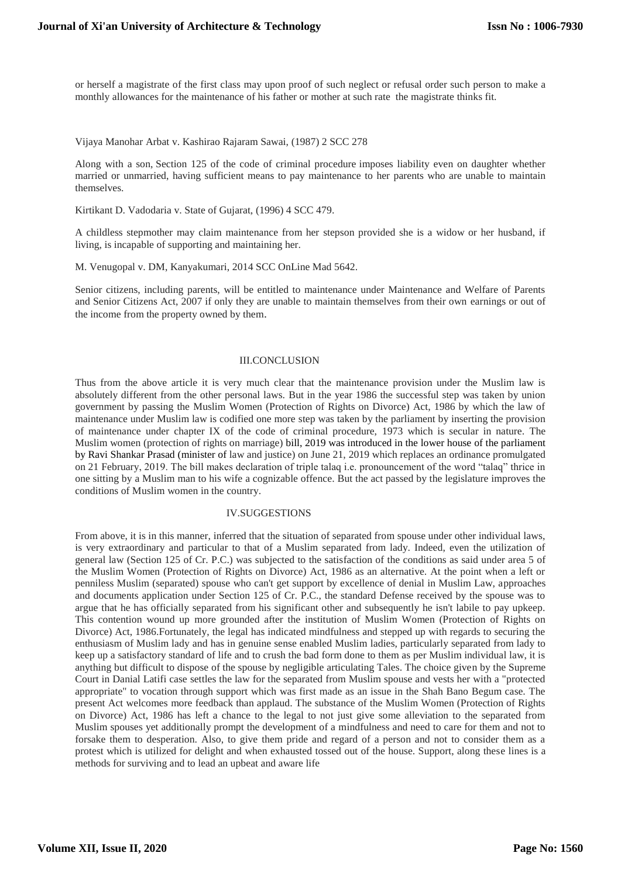or herself a magistrate of the first class may upon proof of such neglect or refusal order such person to make a monthly allowances for the maintenance of his father or mother at such rate the magistrate thinks fit.

Vijaya Manohar Arbat v. Kashirao Rajaram Sawai, (1987) 2 SCC 278

Along with a son, Section 125 of the code of criminal procedure imposes liability even on daughter whether married or unmarried, having sufficient means to pay maintenance to her parents who are unable to maintain themselves.

Kirtikant D. Vadodaria v. State of Gujarat, (1996) 4 SCC 479.

A childless stepmother may claim maintenance from her stepson provided she is a widow or her husband, if living, is incapable of supporting and maintaining her.

M. Venugopal v. DM, Kanyakumari, 2014 SCC OnLine Mad 5642.

Senior citizens, including parents, will be entitled to maintenance under Maintenance and Welfare of Parents and Senior Citizens Act, 2007 if only they are unable to maintain themselves from their own earnings or out of the income from the property owned by them.

## III.CONCLUSION

Thus from the above article it is very much clear that the maintenance provision under the Muslim law is absolutely different from the other personal laws. But in the year 1986 the successful step was taken by union government by passing the Muslim Women (Protection of Rights on Divorce) Act, 1986 by which the law of maintenance under Muslim law is codified one more step was taken by the parliament by inserting the provision of maintenance under chapter IX of the code of criminal procedure, 1973 which is secular in nature. The Muslim women (protection of rights on marriage) bill, 2019 was introduced in the lower house of the parliament by Ravi Shankar Prasad (minister of law and justice) on June 21, 2019 which replaces an ordinance promulgated on 21 February, 2019. The bill makes declaration of triple talaq i.e. pronouncement of the word "talaq" thrice in one sitting by a Muslim man to his wife a cognizable offence. But the act passed by the legislature improves the conditions of Muslim women in the country.

## IV.SUGGESTIONS

From above, it is in this manner, inferred that the situation of separated from spouse under other individual laws, is very extraordinary and particular to that of a Muslim separated from lady. Indeed, even the utilization of general law (Section 125 of Cr. P.C.) was subjected to the satisfaction of the conditions as said under area 5 of the Muslim Women (Protection of Rights on Divorce) Act, 1986 as an alternative. At the point when a left or penniless Muslim (separated) spouse who can't get support by excellence of denial in Muslim Law, approaches and documents application under Section 125 of Cr. P.C., the standard Defense received by the spouse was to argue that he has officially separated from his significant other and subsequently he isn't labile to pay upkeep. This contention wound up more grounded after the institution of Muslim Women (Protection of Rights on Divorce) Act, 1986.Fortunately, the legal has indicated mindfulness and stepped up with regards to securing the enthusiasm of Muslim lady and has in genuine sense enabled Muslim ladies, particularly separated from lady to keep up a satisfactory standard of life and to crush the bad form done to them as per Muslim individual law, it is anything but difficult to dispose of the spouse by negligible articulating Tales. The choice given by the Supreme Court in Danial Latifi case settles the law for the separated from Muslim spouse and vests her with a "protected appropriate" to vocation through support which was first made as an issue in the Shah Bano Begum case. The present Act welcomes more feedback than applaud. The substance of the Muslim Women (Protection of Rights on Divorce) Act, 1986 has left a chance to the legal to not just give some alleviation to the separated from Muslim spouses yet additionally prompt the development of a mindfulness and need to care for them and not to forsake them to desperation. Also, to give them pride and regard of a person and not to consider them as a protest which is utilized for delight and when exhausted tossed out of the house. Support, along these lines is a methods for surviving and to lead an upbeat and aware life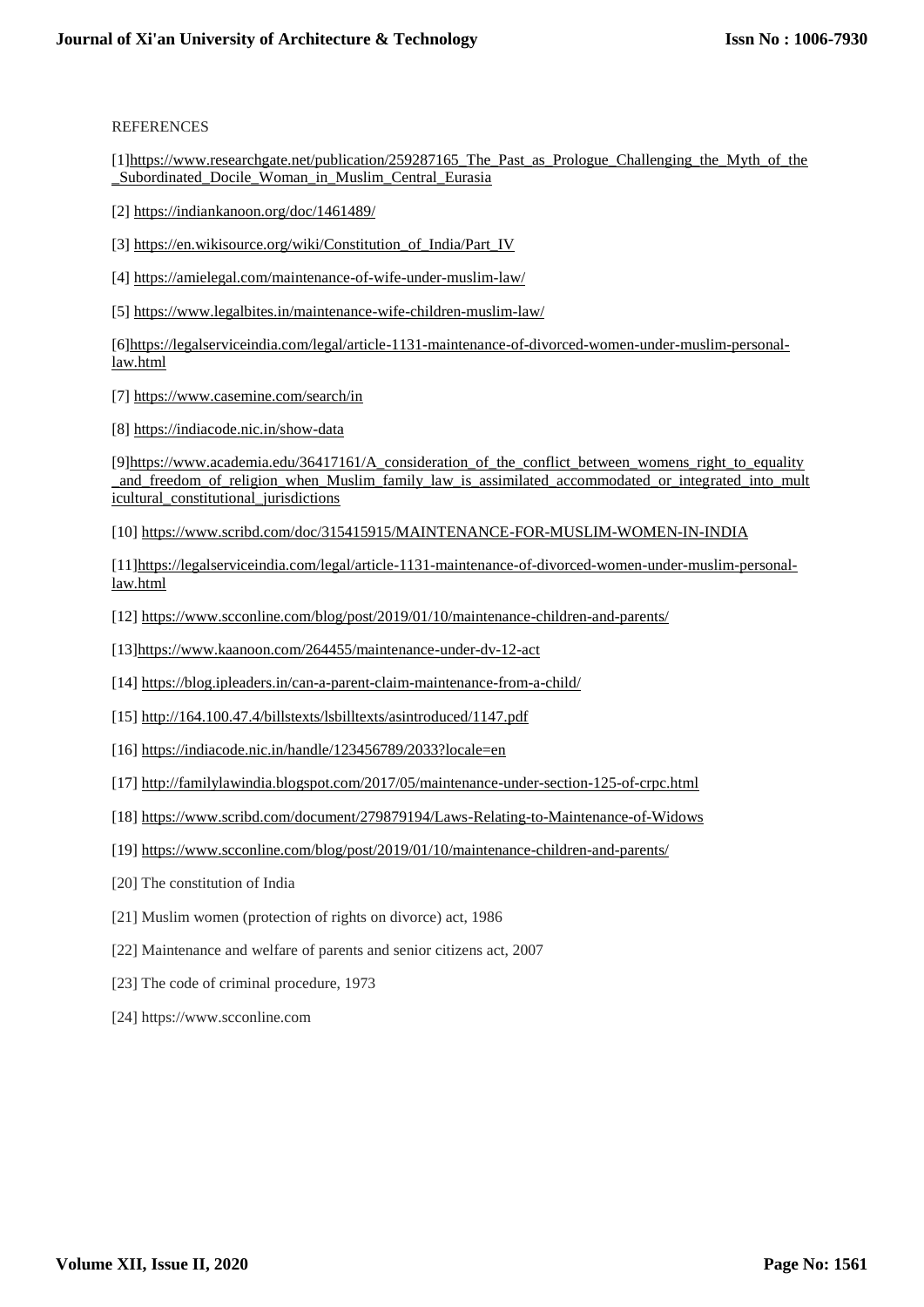REFERENCES

[1]https://www.researchgate.net/publication/259287165_The_Past_as_Prologue_Challenging_the_Myth_of_the_Subordinated_Docile_Woman_in_Muslim_Central_Eurasia

[2] https://indiankanoon.org/doc/1461489/

[3] https://en.wikisource.org/wiki/Constitution_of_India/Part_IV

[4] https://amielegal.com/maintenance-of-wife-under-muslim-law/

[5] https://www.legalbites.in/maintenance-wife-children-muslim-law/

[6]https://legalserviceindia.com/legal/article-1131-maintenance-of-divorced-women-under-muslim-personal-law.html

[7] https://www.casemine.com/search/in

[8] https://indiacode.nic.in/show-data

[9]https://www.academia.edu/36417161/A_consideration_of_the_conflict_between_womens_right_to_equality_and_freedom_of_religion_when_Muslim_family_law_is_assimilated_accommodated_or_integrated_into_multicultural_constitutional_jurisdictions

[10] https://www.scribd.com/doc/315415915/MAINTENANCE-FOR-MUSLIM-WOMEN-IN-INDIA

[11]https://legalserviceindia.com/legal/article-1131-maintenance-of-divorced-women-under-muslim-personal-law.html

[12] https://www.scconline.com/blog/post/2019/01/10/maintenance-children-and-parents/

[13]https://www.kaanoon.com/264455/maintenance-under-dv-12-act

[14] https://blog.ipleaders.in/can-a-parent-claim-maintenance-from-a-child/

[15] http://164.100.47.4/billstexts/lsbilltexts/asintroduced/1147.pdf

[16] https://indiacode.nic.in/handle/123456789/2033?locale=en

[17] http://familylawindia.blogspot.com/2017/05/maintenance-under-section-125-of-crpc.html

[18] https://www.scribd.com/document/279879194/Laws-Relating-to-Maintenance-of-Widows

[19] https://www.scconline.com/blog/post/2019/01/10/maintenance-children-and-parents/

[20] The constitution of India

[21] Muslim women (protection of rights on divorce) act, 1986

[22] Maintenance and welfare of parents and senior citizens act, 2007

[23] The code of criminal procedure, 1973

[24] https://www.scconline.com